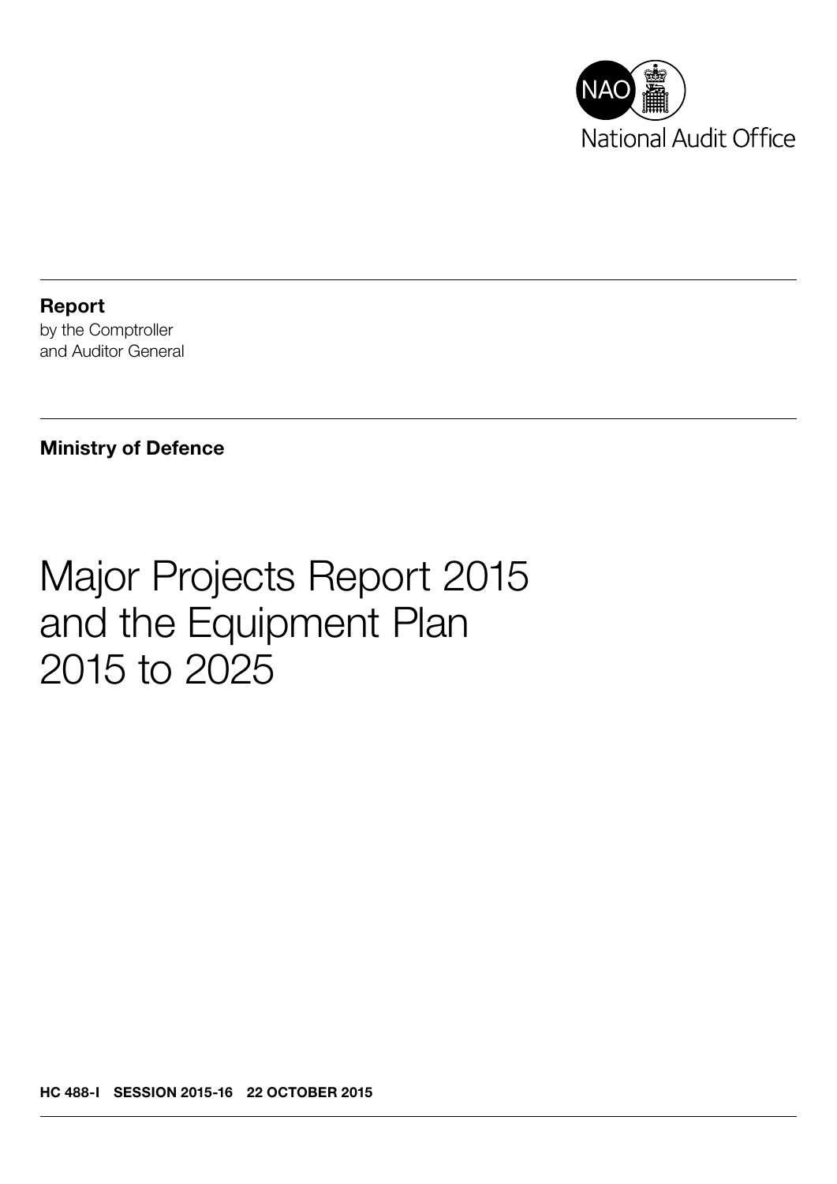National Audit Office

**Report**
by the Comptroller
and Auditor General

**Ministry of Defence**

# Major Projects Report 2015 and the Equipment Plan 2015 to 2025

**HC 488-I SESSION 2015-16 22 OCTOBER 2015**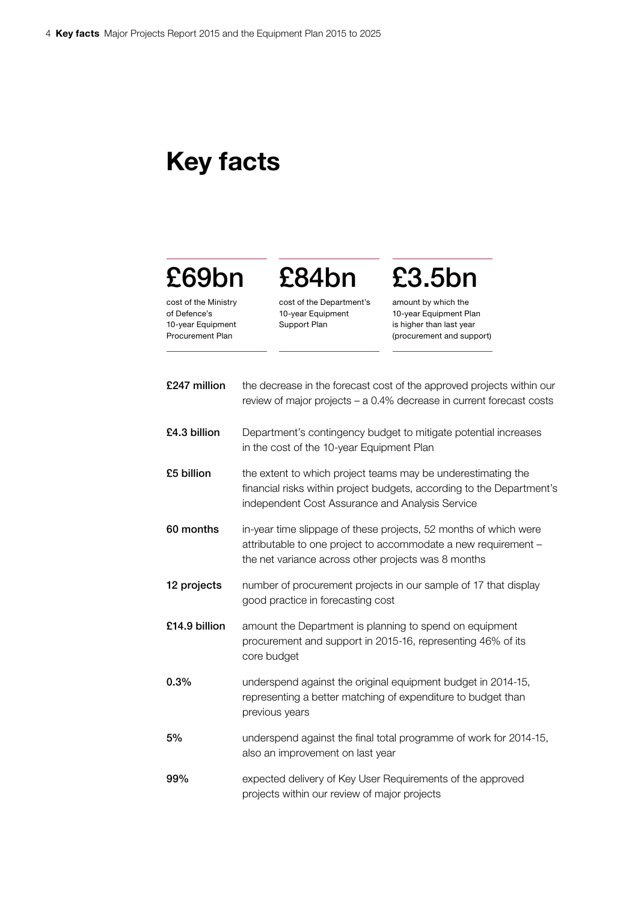# Key facts

**£69bn**

cost of the Ministry of Defence's 10-year Equipment Procurement Plan

**£84bn**

cost of the Department's 10-year Equipment Support Plan

**£3.5bn**

amount by which the 10-year Equipment Plan is higher than last year (procurement and support)

| | |
|---|---|
| **£247 million** | the decrease in the forecast cost of the approved projects within our review of major projects – a 0.4% decrease in current forecast costs |
| **£4.3 billion** | Department's contingency budget to mitigate potential increases in the cost of the 10-year Equipment Plan |
| **£5 billion** | the extent to which project teams may be underestimating the financial risks within project budgets, according to the Department's independent Cost Assurance and Analysis Service |
| **60 months** | in-year time slippage of these projects, 52 months of which were attributable to one project to accommodate a new requirement – the net variance across other projects was 8 months |
| **12 projects** | number of procurement projects in our sample of 17 that display good practice in forecasting cost |
| **£14.9 billion** | amount the Department is planning to spend on equipment procurement and support in 2015-16, representing 46% of its core budget |
| **0.3%** | underspend against the original equipment budget in 2014-15, representing a better matching of expenditure to budget than previous years |
| **5%** | underspend against the final total programme of work for 2014-15, also an improvement on last year |
| **99%** | expected delivery of Key User Requirements of the approved projects within our review of major projects |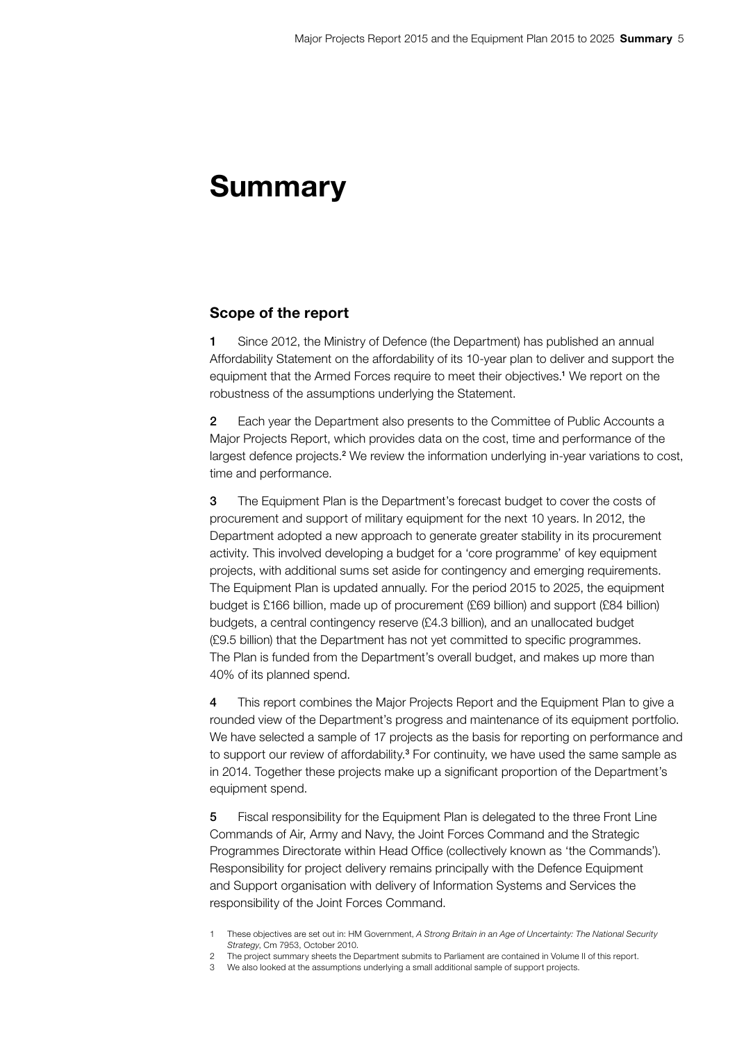# Summary

## Scope of the report

**1** Since 2012, the Ministry of Defence (the Department) has published an annual Affordability Statement on the affordability of its 10-year plan to deliver and support the equipment that the Armed Forces require to meet their objectives.[1] We report on the robustness of the assumptions underlying the Statement.

**2** Each year the Department also presents to the Committee of Public Accounts a Major Projects Report, which provides data on the cost, time and performance of the largest defence projects.[2] We review the information underlying in-year variations to cost, time and performance.

**3** The Equipment Plan is the Department's forecast budget to cover the costs of procurement and support of military equipment for the next 10 years. In 2012, the Department adopted a new approach to generate greater stability in its procurement activity. This involved developing a budget for a 'core programme' of key equipment projects, with additional sums set aside for contingency and emerging requirements. The Equipment Plan is updated annually. For the period 2015 to 2025, the equipment budget is £166 billion, made up of procurement (£69 billion) and support (£84 billion) budgets, a central contingency reserve (£4.3 billion), and an unallocated budget (£9.5 billion) that the Department has not yet committed to specific programmes. The Plan is funded from the Department's overall budget, and makes up more than 40% of its planned spend.

**4** This report combines the Major Projects Report and the Equipment Plan to give a rounded view of the Department's progress and maintenance of its equipment portfolio. We have selected a sample of 17 projects as the basis for reporting on performance and to support our review of affordability.[3] For continuity, we have used the same sample as in 2014. Together these projects make up a significant proportion of the Department's equipment spend.

**5** Fiscal responsibility for the Equipment Plan is delegated to the three Front Line Commands of Air, Army and Navy, the Joint Forces Command and the Strategic Programmes Directorate within Head Office (collectively known as 'the Commands'). Responsibility for project delivery remains principally with the Defence Equipment and Support organisation with delivery of Information Systems and Services the responsibility of the Joint Forces Command.

1 These objectives are set out in: HM Government, *A Strong Britain in an Age of Uncertainty: The National Security Strategy*, Cm 7953, October 2010.

2 The project summary sheets the Department submits to Parliament are contained in Volume II of this report.

3 We also looked at the assumptions underlying a small additional sample of support projects.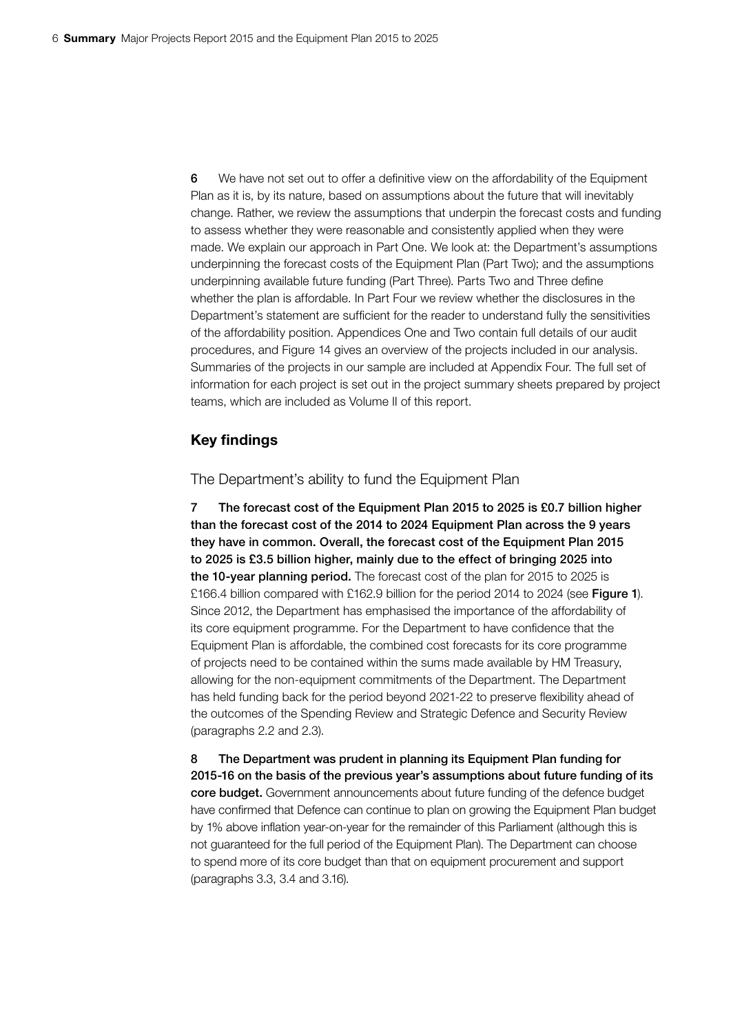6 We have not set out to offer a definitive view on the affordability of the Equipment Plan as it is, by its nature, based on assumptions about the future that will inevitably change. Rather, we review the assumptions that underpin the forecast costs and funding to assess whether they were reasonable and consistently applied when they were made. We explain our approach in Part One. We look at: the Department's assumptions underpinning the forecast costs of the Equipment Plan (Part Two); and the assumptions underpinning available future funding (Part Three). Parts Two and Three define whether the plan is affordable. In Part Four we review whether the disclosures in the Department's statement are sufficient for the reader to understand fully the sensitivities of the affordability position. Appendices One and Two contain full details of our audit procedures, and Figure 14 gives an overview of the projects included in our analysis. Summaries of the projects in our sample are included at Appendix Four. The full set of information for each project is set out in the project summary sheets prepared by project teams, which are included as Volume II of this report.

## Key findings

### The Department's ability to fund the Equipment Plan

7 **The forecast cost of the Equipment Plan 2015 to 2025 is £0.7 billion higher than the forecast cost of the 2014 to 2024 Equipment Plan across the 9 years they have in common. Overall, the forecast cost of the Equipment Plan 2015 to 2025 is £3.5 billion higher, mainly due to the effect of bringing 2025 into the 10-year planning period.** The forecast cost of the plan for 2015 to 2025 is £166.4 billion compared with £162.9 billion for the period 2014 to 2024 (see **Figure 1**). Since 2012, the Department has emphasised the importance of the affordability of its core equipment programme. For the Department to have confidence that the Equipment Plan is affordable, the combined cost forecasts for its core programme of projects need to be contained within the sums made available by HM Treasury, allowing for the non-equipment commitments of the Department. The Department has held funding back for the period beyond 2021-22 to preserve flexibility ahead of the outcomes of the Spending Review and Strategic Defence and Security Review (paragraphs 2.2 and 2.3).

8 **The Department was prudent in planning its Equipment Plan funding for 2015-16 on the basis of the previous year's assumptions about future funding of its core budget.** Government announcements about future funding of the defence budget have confirmed that Defence can continue to plan on growing the Equipment Plan budget by 1% above inflation year-on-year for the remainder of this Parliament (although this is not guaranteed for the full period of the Equipment Plan). The Department can choose to spend more of its core budget than that on equipment procurement and support (paragraphs 3.3, 3.4 and 3.16).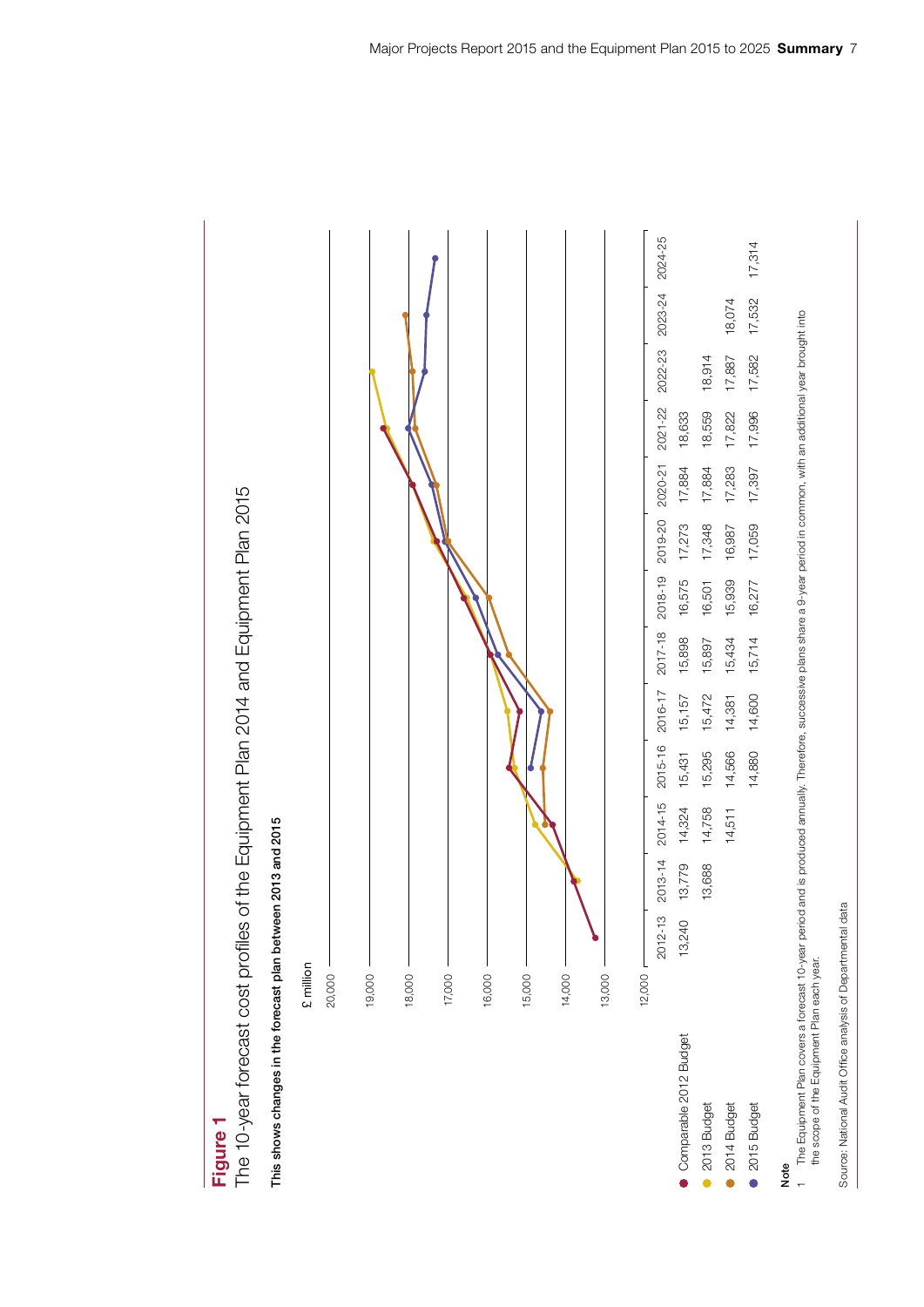**Figure 1**

The 10-year forecast cost profiles of the Equipment Plan 2014 and Equipment Plan 2015

**This shows changes in the forecast plan between 2013 and 2015**

£ million

| | 2012-13 | 2013-14 | 2014-15 | 2015-16 | 2016-17 | 2017-18 | 2018-19 | 2019-20 | 2020-21 | 2021-22 | 2022-23 | 2023-24 | 2024-25 |
|---|---|---|---|---|---|---|---|---|---|---|---|---|---|
| Comparable 2012 Budget | 13,240 | 13,779 | 14,324 | 15,431 | 15,157 | 15,898 | 16,575 | 17,273 | 17,884 | 18,633 | | | |
| 2013 Budget | | 13,688 | 14,758 | 15,295 | 15,472 | 15,897 | 16,501 | 17,348 | 17,884 | 18,559 | 18,914 | | |
| 2014 Budget | | | 14,511 | 14,566 | 14,381 | 15,434 | 15,939 | 16,987 | 17,283 | 17,822 | 17,887 | 18,074 | |
| 2015 Budget | | | | 14,880 | 14,600 | 15,714 | 16,277 | 17,059 | 17,397 | 17,996 | 17,582 | 17,532 | 17,314 |

**Note**

1 The Equipment Plan covers a forecast 10-year period and is produced annually. Therefore, successive plans share a 9-year period in common, with an additional year brought into the scope of the Equipment Plan each year.

Source: National Audit Office analysis of Departmental data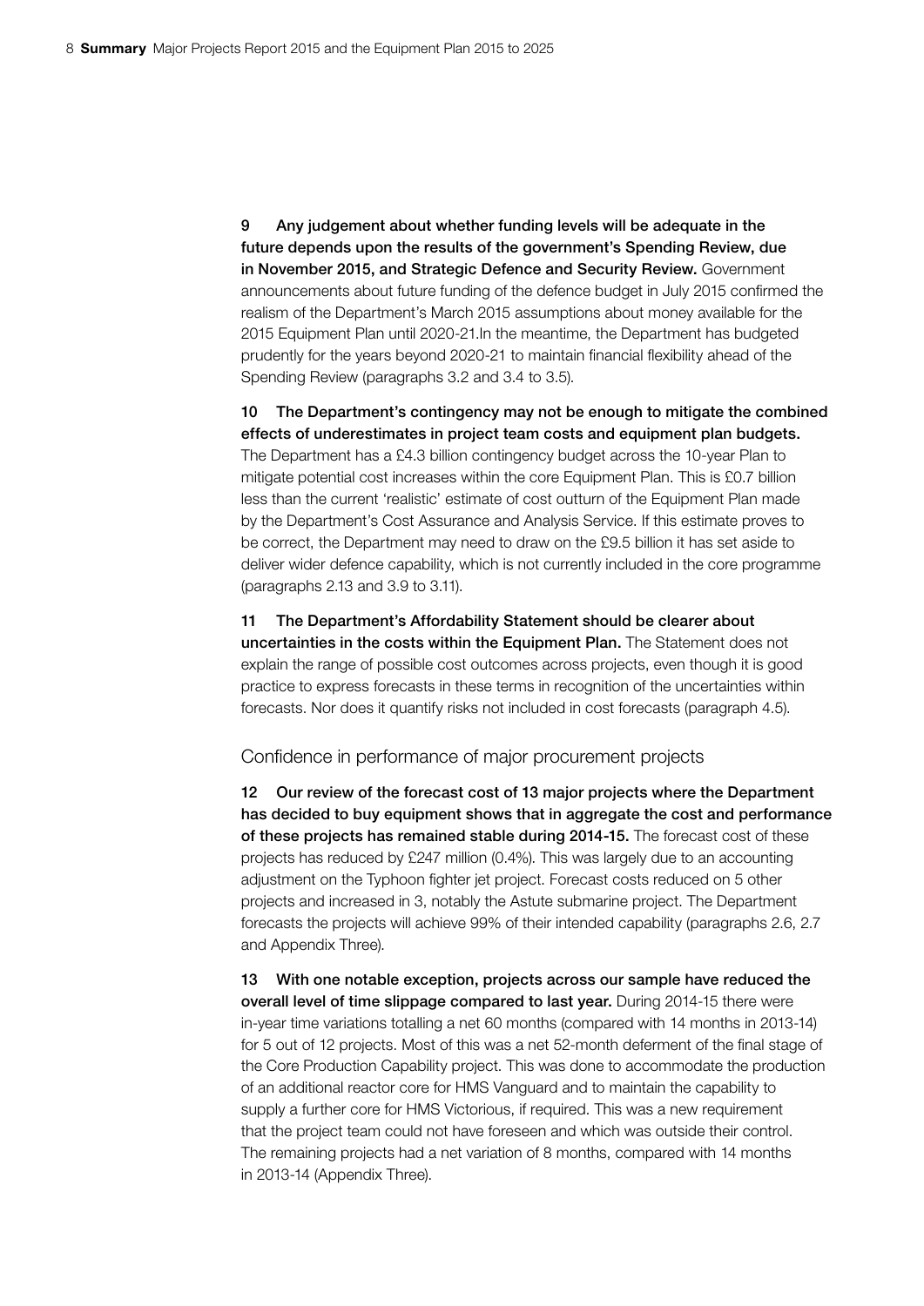**9 Any judgement about whether funding levels will be adequate in the future depends upon the results of the government's Spending Review, due in November 2015, and Strategic Defence and Security Review.** Government announcements about future funding of the defence budget in July 2015 confirmed the realism of the Department's March 2015 assumptions about money available for the 2015 Equipment Plan until 2020-21.In the meantime, the Department has budgeted prudently for the years beyond 2020-21 to maintain financial flexibility ahead of the Spending Review (paragraphs 3.2 and 3.4 to 3.5).

**10 The Department's contingency may not be enough to mitigate the combined effects of underestimates in project team costs and equipment plan budgets.** The Department has a £4.3 billion contingency budget across the 10-year Plan to mitigate potential cost increases within the core Equipment Plan. This is £0.7 billion less than the current 'realistic' estimate of cost outturn of the Equipment Plan made by the Department's Cost Assurance and Analysis Service. If this estimate proves to be correct, the Department may need to draw on the £9.5 billion it has set aside to deliver wider defence capability, which is not currently included in the core programme (paragraphs 2.13 and 3.9 to 3.11).

**11 The Department's Affordability Statement should be clearer about uncertainties in the costs within the Equipment Plan.** The Statement does not explain the range of possible cost outcomes across projects, even though it is good practice to express forecasts in these terms in recognition of the uncertainties within forecasts. Nor does it quantify risks not included in cost forecasts (paragraph 4.5).

## Confidence in performance of major procurement projects

**12 Our review of the forecast cost of 13 major projects where the Department has decided to buy equipment shows that in aggregate the cost and performance of these projects has remained stable during 2014-15.** The forecast cost of these projects has reduced by £247 million (0.4%). This was largely due to an accounting adjustment on the Typhoon fighter jet project. Forecast costs reduced on 5 other projects and increased in 3, notably the Astute submarine project. The Department forecasts the projects will achieve 99% of their intended capability (paragraphs 2.6, 2.7 and Appendix Three).

**13 With one notable exception, projects across our sample have reduced the overall level of time slippage compared to last year.** During 2014-15 there were in-year time variations totalling a net 60 months (compared with 14 months in 2013-14) for 5 out of 12 projects. Most of this was a net 52-month deferment of the final stage of the Core Production Capability project. This was done to accommodate the production of an additional reactor core for HMS Vanguard and to maintain the capability to supply a further core for HMS Victorious, if required. This was a new requirement that the project team could not have foreseen and which was outside their control. The remaining projects had a net variation of 8 months, compared with 14 months in 2013-14 (Appendix Three).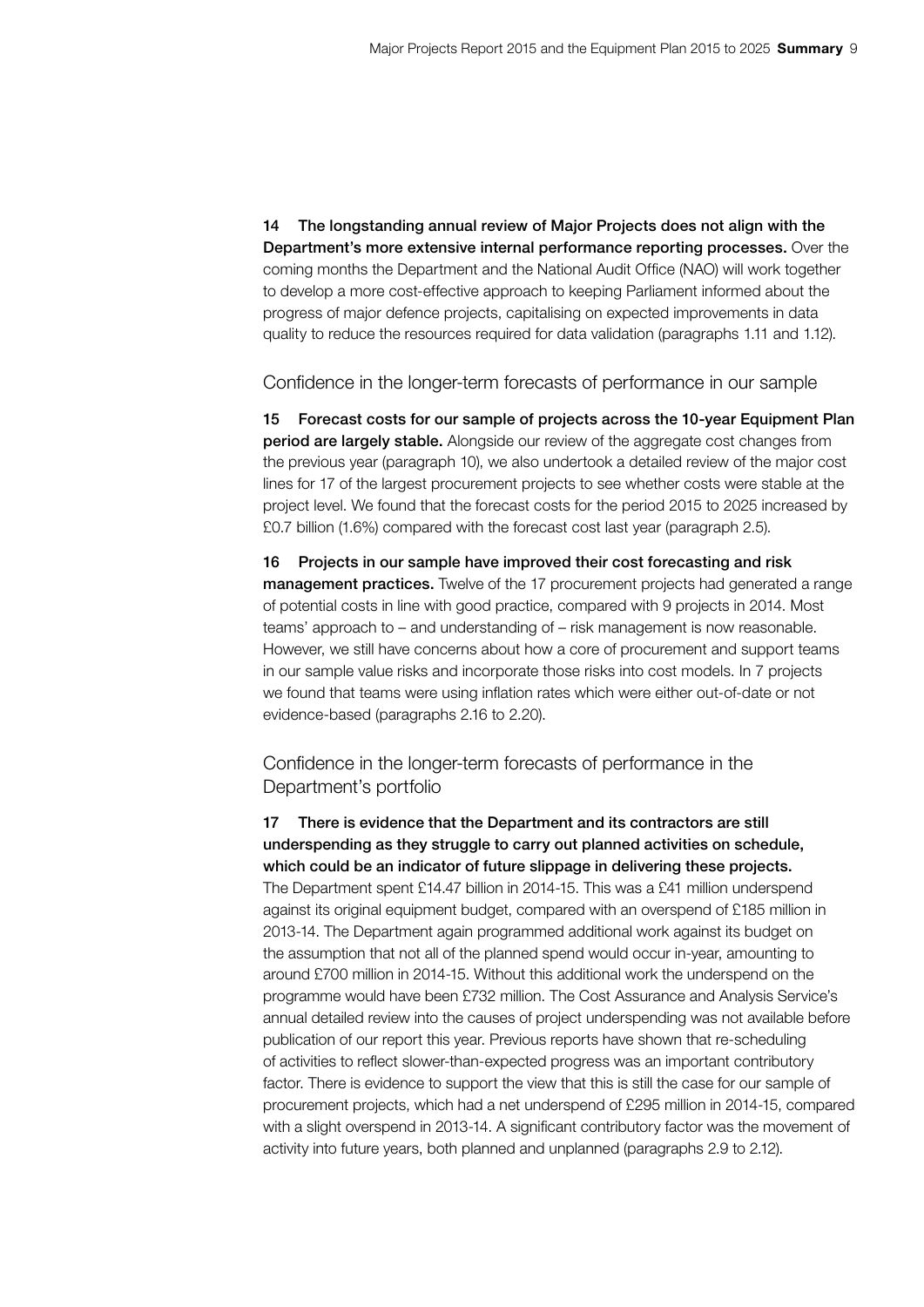**14 The longstanding annual review of Major Projects does not align with the Department's more extensive internal performance reporting processes.** Over the coming months the Department and the National Audit Office (NAO) will work together to develop a more cost-effective approach to keeping Parliament informed about the progress of major defence projects, capitalising on expected improvements in data quality to reduce the resources required for data validation (paragraphs 1.11 and 1.12).

## Confidence in the longer-term forecasts of performance in our sample

**15 Forecast costs for our sample of projects across the 10-year Equipment Plan period are largely stable.** Alongside our review of the aggregate cost changes from the previous year (paragraph 10), we also undertook a detailed review of the major cost lines for 17 of the largest procurement projects to see whether costs were stable at the project level. We found that the forecast costs for the period 2015 to 2025 increased by £0.7 billion (1.6%) compared with the forecast cost last year (paragraph 2.5).

**16 Projects in our sample have improved their cost forecasting and risk management practices.** Twelve of the 17 procurement projects had generated a range of potential costs in line with good practice, compared with 9 projects in 2014. Most teams' approach to – and understanding of – risk management is now reasonable. However, we still have concerns about how a core of procurement and support teams in our sample value risks and incorporate those risks into cost models. In 7 projects we found that teams were using inflation rates which were either out-of-date or not evidence-based (paragraphs 2.16 to 2.20).

## Confidence in the longer-term forecasts of performance in the Department's portfolio

**17 There is evidence that the Department and its contractors are still underspending as they struggle to carry out planned activities on schedule, which could be an indicator of future slippage in delivering these projects.** The Department spent £14.47 billion in 2014-15. This was a £41 million underspend against its original equipment budget, compared with an overspend of £185 million in 2013-14. The Department again programmed additional work against its budget on the assumption that not all of the planned spend would occur in-year, amounting to around £700 million in 2014-15. Without this additional work the underspend on the programme would have been £732 million. The Cost Assurance and Analysis Service's annual detailed review into the causes of project underspending was not available before publication of our report this year. Previous reports have shown that re-scheduling of activities to reflect slower-than-expected progress was an important contributory factor. There is evidence to support the view that this is still the case for our sample of procurement projects, which had a net underspend of £295 million in 2014-15, compared with a slight overspend in 2013-14. A significant contributory factor was the movement of activity into future years, both planned and unplanned (paragraphs 2.9 to 2.12).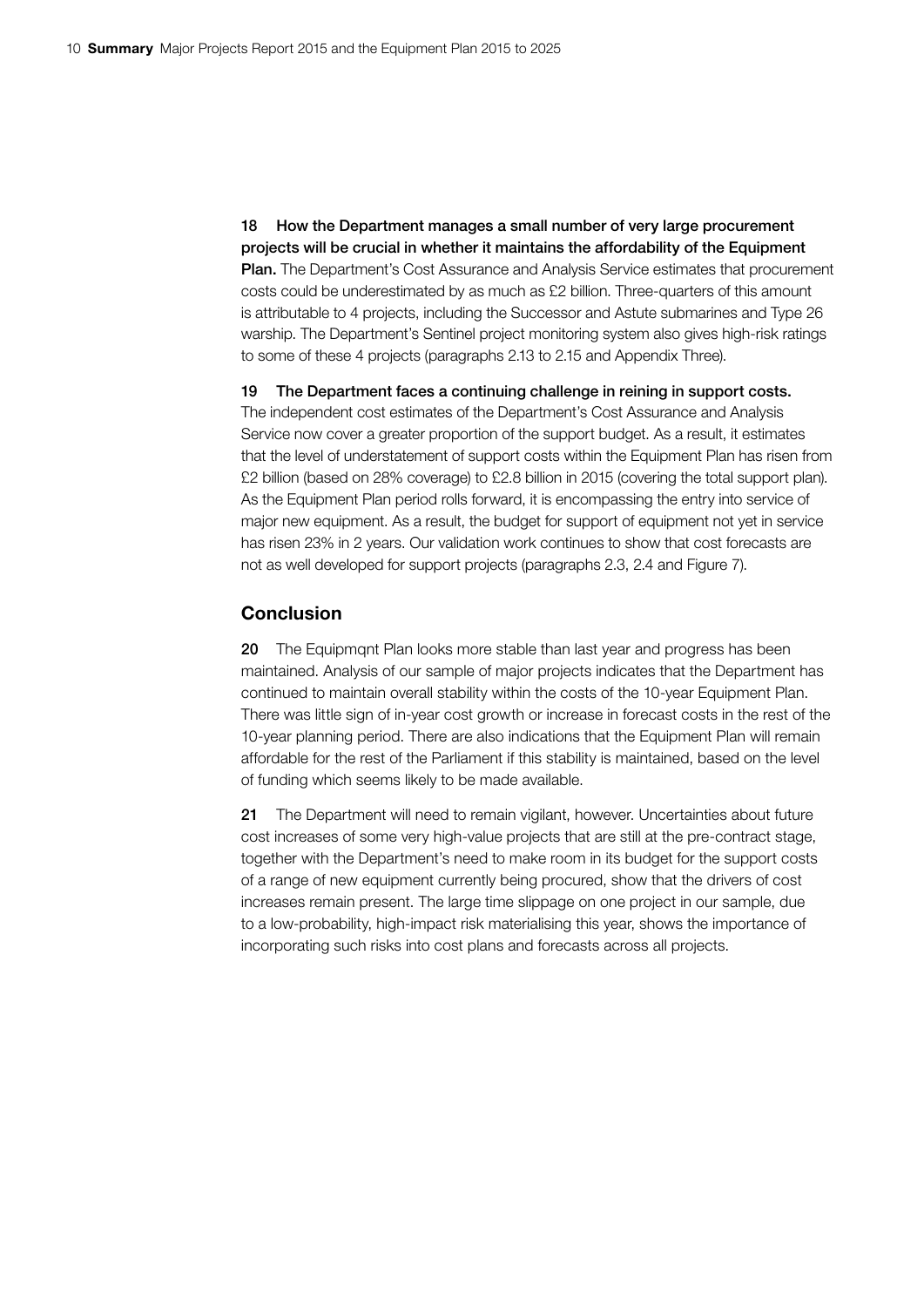**18 How the Department manages a small number of very large procurement projects will be crucial in whether it maintains the affordability of the Equipment Plan.** The Department's Cost Assurance and Analysis Service estimates that procurement costs could be underestimated by as much as £2 billion. Three-quarters of this amount is attributable to 4 projects, including the Successor and Astute submarines and Type 26 warship. The Department's Sentinel project monitoring system also gives high-risk ratings to some of these 4 projects (paragraphs 2.13 to 2.15 and Appendix Three).

**19 The Department faces a continuing challenge in reining in support costs.** The independent cost estimates of the Department's Cost Assurance and Analysis Service now cover a greater proportion of the support budget. As a result, it estimates that the level of understatement of support costs within the Equipment Plan has risen from £2 billion (based on 28% coverage) to £2.8 billion in 2015 (covering the total support plan). As the Equipment Plan period rolls forward, it is encompassing the entry into service of major new equipment. As a result, the budget for support of equipment not yet in service has risen 23% in 2 years. Our validation work continues to show that cost forecasts are not as well developed for support projects (paragraphs 2.3, 2.4 and Figure 7).

## Conclusion

**20** The Equipmqnt Plan looks more stable than last year and progress has been maintained. Analysis of our sample of major projects indicates that the Department has continued to maintain overall stability within the costs of the 10-year Equipment Plan. There was little sign of in-year cost growth or increase in forecast costs in the rest of the 10-year planning period. There are also indications that the Equipment Plan will remain affordable for the rest of the Parliament if this stability is maintained, based on the level of funding which seems likely to be made available.

**21** The Department will need to remain vigilant, however. Uncertainties about future cost increases of some very high-value projects that are still at the pre-contract stage, together with the Department's need to make room in its budget for the support costs of a range of new equipment currently being procured, show that the drivers of cost increases remain present. The large time slippage on one project in our sample, due to a low-probability, high-impact risk materialising this year, shows the importance of incorporating such risks into cost plans and forecasts across all projects.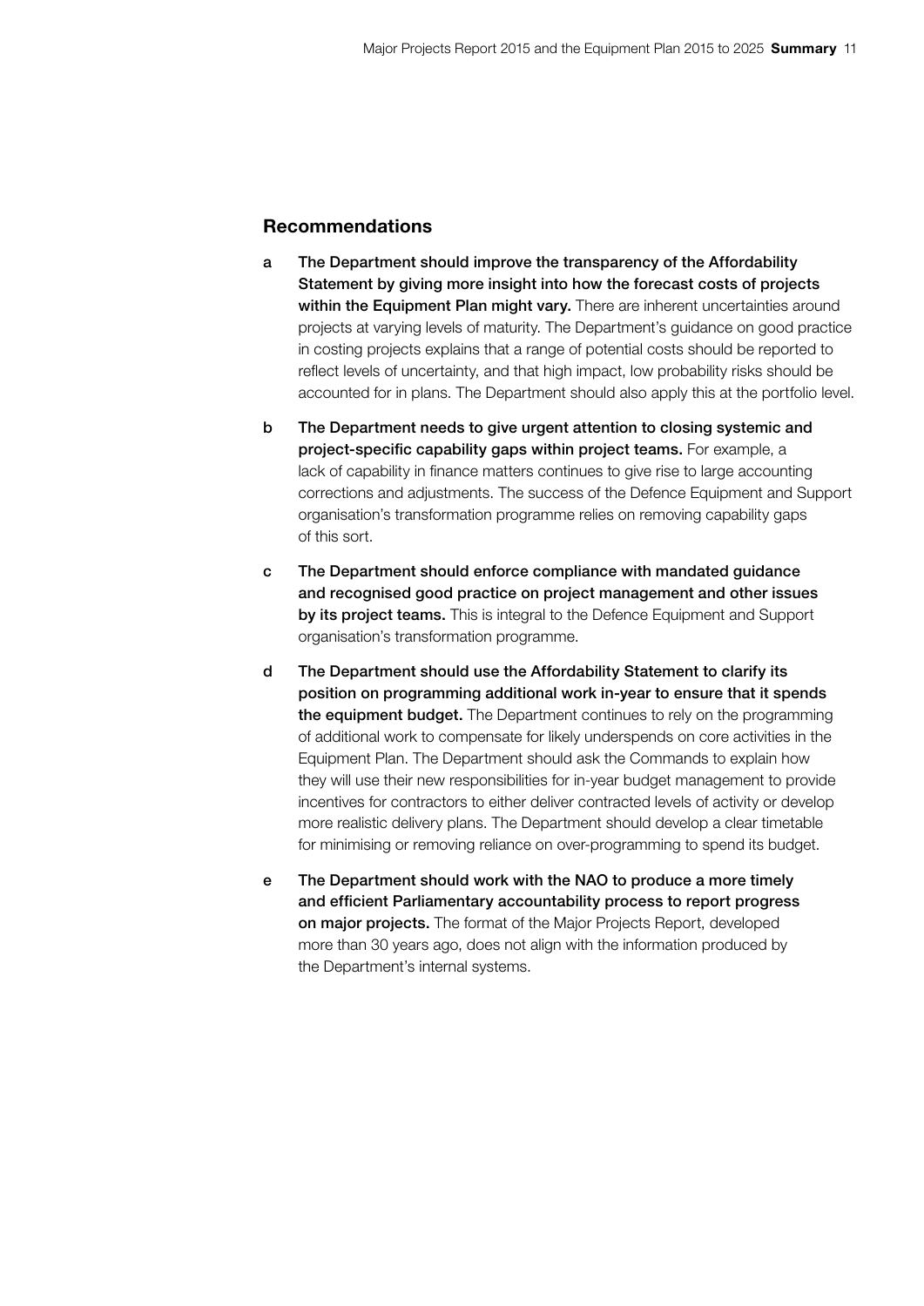## Recommendations

a **The Department should improve the transparency of the Affordability Statement by giving more insight into how the forecast costs of projects within the Equipment Plan might vary.** There are inherent uncertainties around projects at varying levels of maturity. The Department's guidance on good practice in costing projects explains that a range of potential costs should be reported to reflect levels of uncertainty, and that high impact, low probability risks should be accounted for in plans. The Department should also apply this at the portfolio level.

b **The Department needs to give urgent attention to closing systemic and project-specific capability gaps within project teams.** For example, a lack of capability in finance matters continues to give rise to large accounting corrections and adjustments. The success of the Defence Equipment and Support organisation's transformation programme relies on removing capability gaps of this sort.

c **The Department should enforce compliance with mandated guidance and recognised good practice on project management and other issues by its project teams.** This is integral to the Defence Equipment and Support organisation's transformation programme.

d **The Department should use the Affordability Statement to clarify its position on programming additional work in-year to ensure that it spends the equipment budget.** The Department continues to rely on the programming of additional work to compensate for likely underspends on core activities in the Equipment Plan. The Department should ask the Commands to explain how they will use their new responsibilities for in-year budget management to provide incentives for contractors to either deliver contracted levels of activity or develop more realistic delivery plans. The Department should develop a clear timetable for minimising or removing reliance on over-programming to spend its budget.

e **The Department should work with the NAO to produce a more timely and efficient Parliamentary accountability process to report progress on major projects.** The format of the Major Projects Report, developed more than 30 years ago, does not align with the information produced by the Department's internal systems.